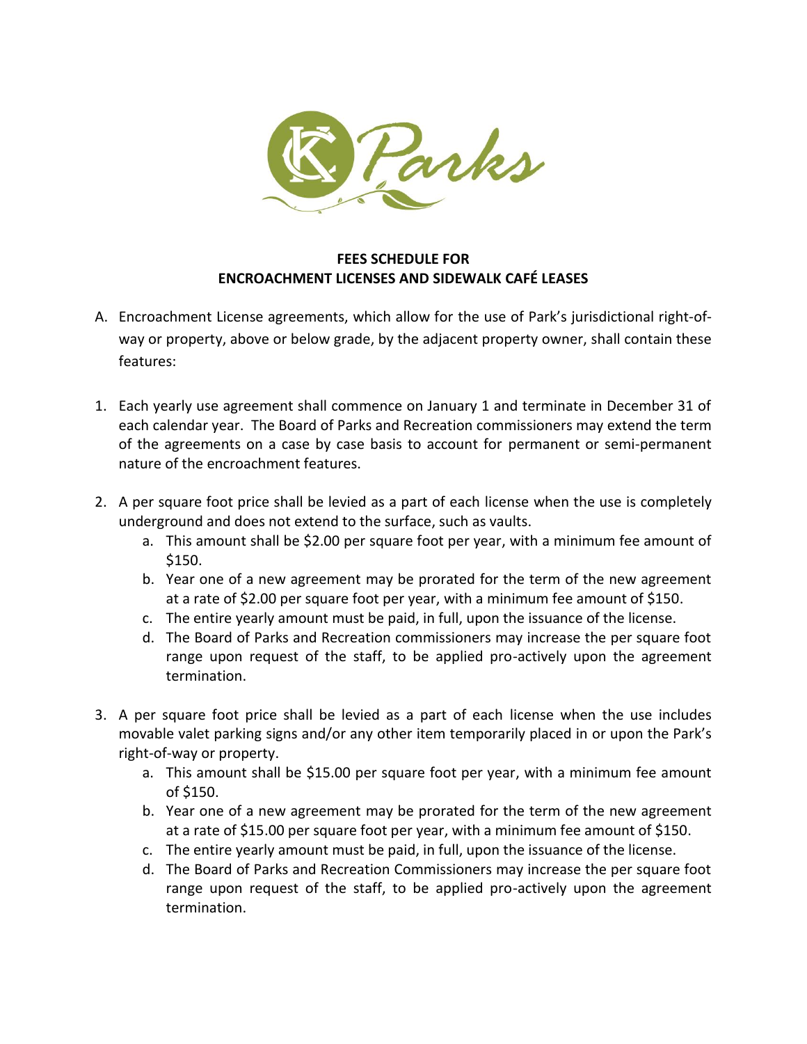**FEES SCHEDULE FOR**
**ENCROACHMENT LICENSES AND SIDEWALK CAFÉ LEASES**

A. Encroachment License agreements, which allow for the use of Park's jurisdictional right-of-way or property, above or below grade, by the adjacent property owner, shall contain these features:

1. Each yearly use agreement shall commence on January 1 and terminate in December 31 of each calendar year. The Board of Parks and Recreation commissioners may extend the term of the agreements on a case by case basis to account for permanent or semi-permanent nature of the encroachment features.

2. A per square foot price shall be levied as a part of each license when the use is completely underground and does not extend to the surface, such as vaults.
   a. This amount shall be $2.00 per square foot per year, with a minimum fee amount of $150.
   b. Year one of a new agreement may be prorated for the term of the new agreement at a rate of $2.00 per square foot per year, with a minimum fee amount of $150.
   c. The entire yearly amount must be paid, in full, upon the issuance of the license.
   d. The Board of Parks and Recreation commissioners may increase the per square foot range upon request of the staff, to be applied pro-actively upon the agreement termination.

3. A per square foot price shall be levied as a part of each license when the use includes movable valet parking signs and/or any other item temporarily placed in or upon the Park's right-of-way or property.
   a. This amount shall be $15.00 per square foot per year, with a minimum fee amount of $150.
   b. Year one of a new agreement may be prorated for the term of the new agreement at a rate of $15.00 per square foot per year, with a minimum fee amount of $150.
   c. The entire yearly amount must be paid, in full, upon the issuance of the license.
   d. The Board of Parks and Recreation Commissioners may increase the per square foot range upon request of the staff, to be applied pro-actively upon the agreement termination.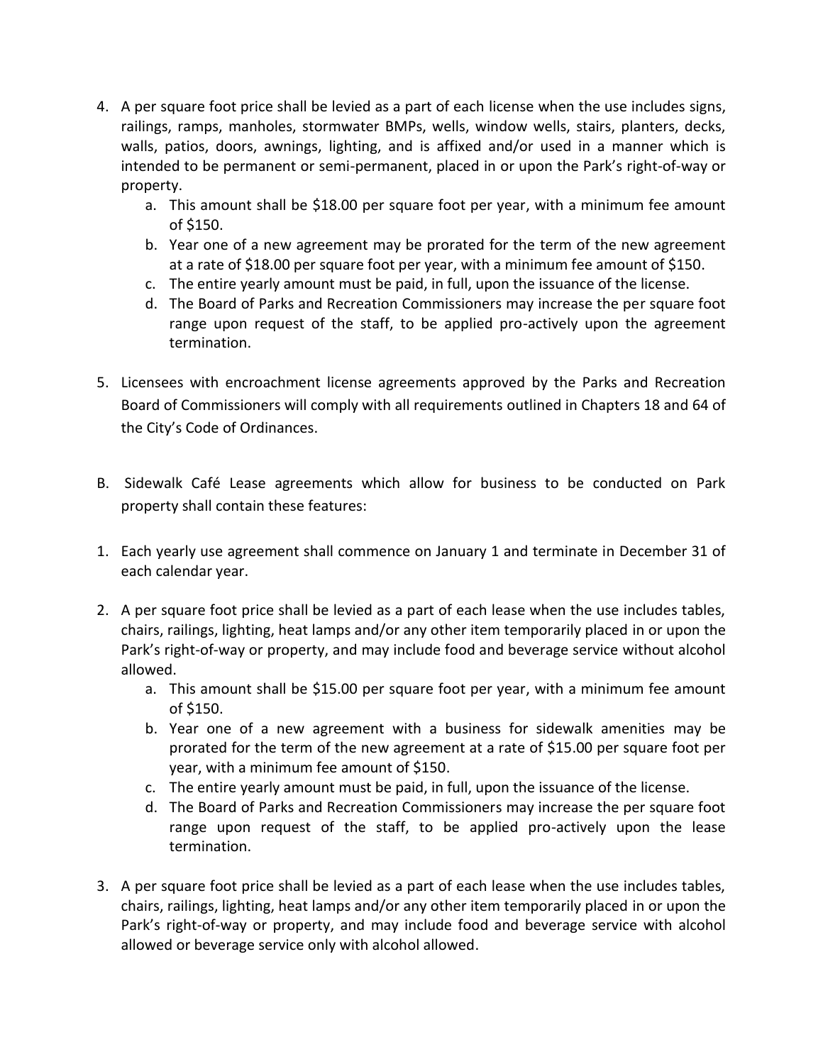4. A per square foot price shall be levied as a part of each license when the use includes signs, railings, ramps, manholes, stormwater BMPs, wells, window wells, stairs, planters, decks, walls, patios, doors, awnings, lighting, and is affixed and/or used in a manner which is intended to be permanent or semi-permanent, placed in or upon the Park's right-of-way or property.
    a. This amount shall be $18.00 per square foot per year, with a minimum fee amount of $150.
    b. Year one of a new agreement may be prorated for the term of the new agreement at a rate of $18.00 per square foot per year, with a minimum fee amount of $150.
    c. The entire yearly amount must be paid, in full, upon the issuance of the license.
    d. The Board of Parks and Recreation Commissioners may increase the per square foot range upon request of the staff, to be applied pro-actively upon the agreement termination.

5. Licensees with encroachment license agreements approved by the Parks and Recreation Board of Commissioners will comply with all requirements outlined in Chapters 18 and 64 of the City's Code of Ordinances.

B. Sidewalk Café Lease agreements which allow for business to be conducted on Park property shall contain these features:

1. Each yearly use agreement shall commence on January 1 and terminate in December 31 of each calendar year.

2. A per square foot price shall be levied as a part of each lease when the use includes tables, chairs, railings, lighting, heat lamps and/or any other item temporarily placed in or upon the Park's right-of-way or property, and may include food and beverage service without alcohol allowed.
    a. This amount shall be $15.00 per square foot per year, with a minimum fee amount of $150.
    b. Year one of a new agreement with a business for sidewalk amenities may be prorated for the term of the new agreement at a rate of $15.00 per square foot per year, with a minimum fee amount of $150.
    c. The entire yearly amount must be paid, in full, upon the issuance of the license.
    d. The Board of Parks and Recreation Commissioners may increase the per square foot range upon request of the staff, to be applied pro-actively upon the lease termination.

3. A per square foot price shall be levied as a part of each lease when the use includes tables, chairs, railings, lighting, heat lamps and/or any other item temporarily placed in or upon the Park's right-of-way or property, and may include food and beverage service with alcohol allowed or beverage service only with alcohol allowed.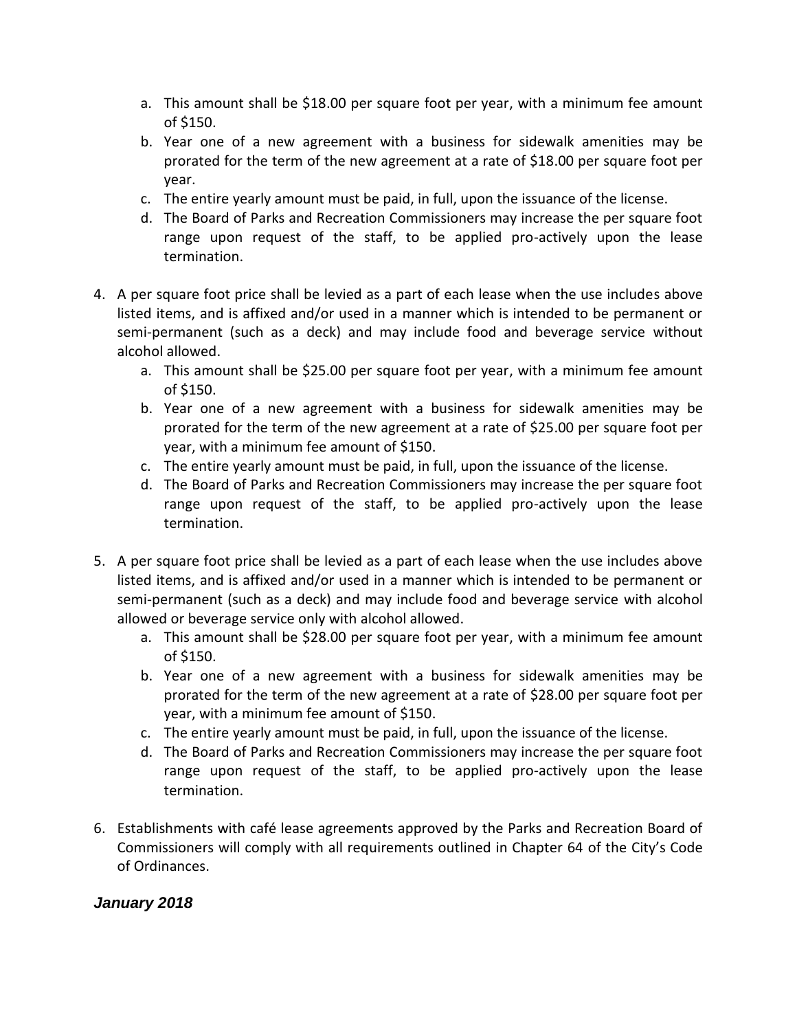a. This amount shall be $18.00 per square foot per year, with a minimum fee amount of $150.
   b. Year one of a new agreement with a business for sidewalk amenities may be prorated for the term of the new agreement at a rate of $18.00 per square foot per year.
   c. The entire yearly amount must be paid, in full, upon the issuance of the license.
   d. The Board of Parks and Recreation Commissioners may increase the per square foot range upon request of the staff, to be applied pro-actively upon the lease termination.

4. A per square foot price shall be levied as a part of each lease when the use includes above listed items, and is affixed and/or used in a manner which is intended to be permanent or semi-permanent (such as a deck) and may include food and beverage service without alcohol allowed.
   a. This amount shall be $25.00 per square foot per year, with a minimum fee amount of $150.
   b. Year one of a new agreement with a business for sidewalk amenities may be prorated for the term of the new agreement at a rate of $25.00 per square foot per year, with a minimum fee amount of $150.
   c. The entire yearly amount must be paid, in full, upon the issuance of the license.
   d. The Board of Parks and Recreation Commissioners may increase the per square foot range upon request of the staff, to be applied pro-actively upon the lease termination.

5. A per square foot price shall be levied as a part of each lease when the use includes above listed items, and is affixed and/or used in a manner which is intended to be permanent or semi-permanent (such as a deck) and may include food and beverage service with alcohol allowed or beverage service only with alcohol allowed.
   a. This amount shall be $28.00 per square foot per year, with a minimum fee amount of $150.
   b. Year one of a new agreement with a business for sidewalk amenities may be prorated for the term of the new agreement at a rate of $28.00 per square foot per year, with a minimum fee amount of $150.
   c. The entire yearly amount must be paid, in full, upon the issuance of the license.
   d. The Board of Parks and Recreation Commissioners may increase the per square foot range upon request of the staff, to be applied pro-actively upon the lease termination.

6. Establishments with café lease agreements approved by the Parks and Recreation Board of Commissioners will comply with all requirements outlined in Chapter 64 of the City's Code of Ordinances.

***January 2018***